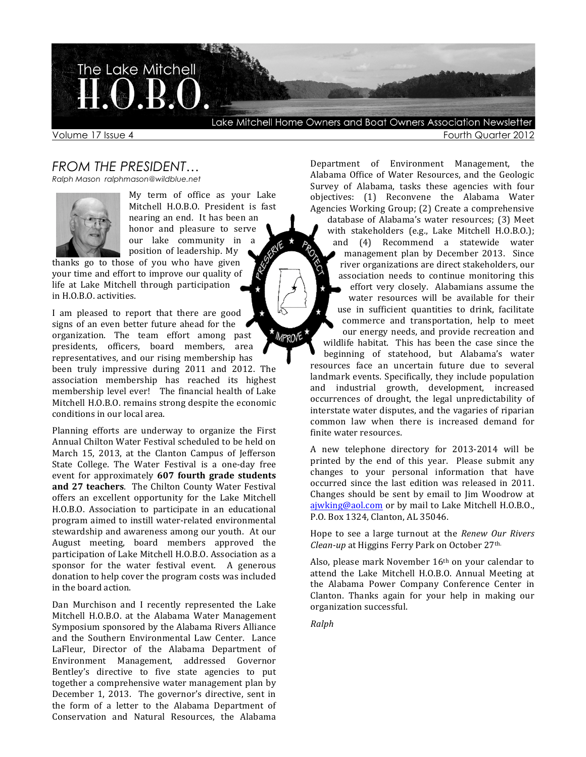# The Lake Mitchell H.O.B.O.

Lake Mitchell Home Owners and Boat Owners Association Newsletter

Volume 17 Issue 4 — Fourth Quarter 2012

## FROM THE PRESIDENT…

*Ralph Mason ralphmason@wildblue.net*

My term of office as your Lake Mitchell H.O.B.O. President is fast nearing an end. It has been an honor and pleasure to serve our lake community in a position of leadership. My thanks go to those of you who have given your time and effort to improve our quality of life at Lake Mitchell through participation in H.O.B.O. activities.

I am pleased to report that there are good signs of an even better future ahead for the organization. The team effort among past presidents, officers, board members, area representatives, and our rising membership has been truly impressive during 2011 and 2012. The association membership has reached its highest membership level ever! The financial health of Lake Mitchell H.O.B.O. remains strong despite the economic conditions in our local area.

Planning efforts are underway to organize the First Annual Chilton Water Festival scheduled to be held on March 15, 2013, at the Clanton Campus of Jefferson State College. The Water Festival is a one-day free event for approximately **607 fourth grade students and 27 teachers**. The Chilton County Water Festival offers an excellent opportunity for the Lake Mitchell H.O.B.O. Association to participate in an educational program aimed to instill water-related environmental stewardship and awareness among our youth. At our August meeting, board members approved the participation of Lake Mitchell H.O.B.O. Association as a sponsor for the water festival event. A generous donation to help cover the program costs was included in the board action.

Dan Murchison and I recently represented the Lake Mitchell H.O.B.O. at the Alabama Water Management Symposium sponsored by the Alabama Rivers Alliance and the Southern Environmental Law Center. Lance LaFleur, Director of the Alabama Department of Environment Management, addressed Governor Bentley's directive to five state agencies to put together a comprehensive water management plan by December 1, 2013. The governor's directive, sent in the form of a letter to the Alabama Department of Conservation and Natural Resources, the Alabama Department of Environment Management, the Alabama Office of Water Resources, and the Geologic Survey of Alabama, tasks these agencies with four objectives: (1) Reconvene the Alabama Water Agencies Working Group; (2) Create a comprehensive database of Alabama's water resources; (3) Meet with stakeholders (e.g., Lake Mitchell H.O.B.O.); and (4) Recommend a statewide water management plan by December 2013. Since river organizations are direct stakeholders, our association needs to continue monitoring this effort very closely. Alabamians assume the water resources will be available for their use in sufficient quantities to drink, facilitate commerce and transportation, help to meet our energy needs, and provide recreation and wildlife habitat. This has been the case since the beginning of statehood, but Alabama's water resources face an uncertain future due to several landmark events. Specifically, they include population and industrial growth, development, increased occurrences of drought, the legal unpredictability of interstate water disputes, and the vagaries of riparian common law when there is increased demand for finite water resources.

A new telephone directory for 2013-2014 will be printed by the end of this year. Please submit any changes to your personal information that have occurred since the last edition was released in 2011. Changes should be sent by email to Jim Woodrow at ajwking@aol.com or by mail to Lake Mitchell H.O.B.O., P.O. Box 1324, Clanton, AL 35046.

Hope to see a large turnout at the *Renew Our Rivers Clean-up* at Higgins Ferry Park on October 27th.

Also, please mark November 16th on your calendar to attend the Lake Mitchell H.O.B.O. Annual Meeting at the Alabama Power Company Conference Center in Clanton. Thanks again for your help in making our organization successful.

*Ralph*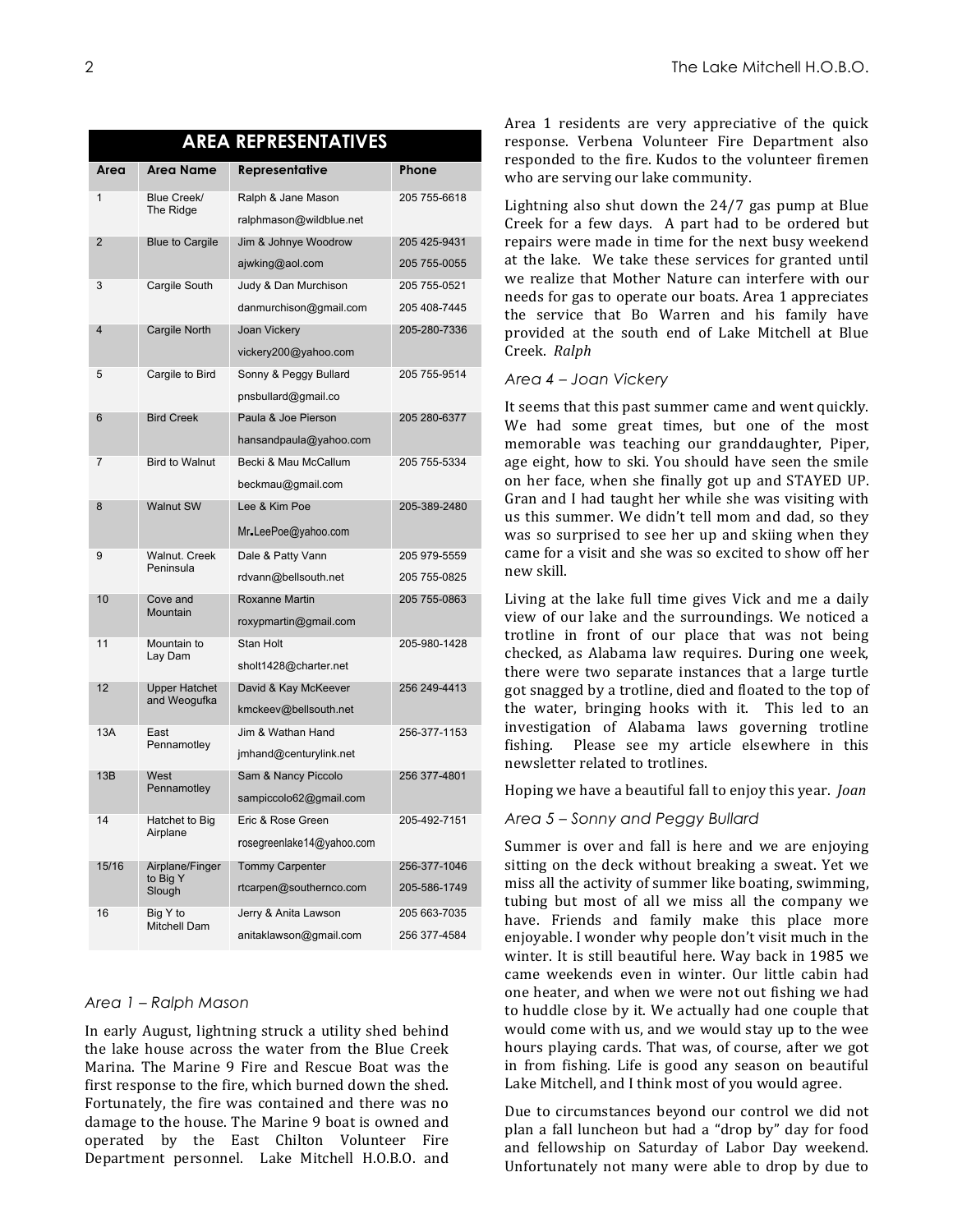## AREA REPRESENTATIVES

| Area | Area Name | Representative | Phone |
|---|---|---|---|
| 1 | Blue Creek/ The Ridge | Ralph & Jane Mason<br>ralphmason@wildblue.net | 205 755-6618 |
| 2 | Blue to Cargile | Jim & Johnye Woodrow<br>ajwking@aol.com | 205 425-9431<br>205 755-0055 |
| 3 | Cargile South | Judy & Dan Murchison<br>danmurchison@gmail.com | 205 755-0521<br>205 408-7445 |
| 4 | Cargile North | Joan Vickery<br>vickery200@yahoo.com | 205-280-7336 |
| 5 | Cargile to Bird | Sonny & Peggy Bullard<br>pnsbullard@gmail.co | 205 755-9514 |
| 6 | Bird Creek | Paula & Joe Pierson<br>hansandpaula@yahoo.com | 205 280-6377 |
| 7 | Bird to Walnut | Becki & Mau McCallum<br>beckmau@gmail.com | 205 755-5334 |
| 8 | Walnut SW | Lee & Kim Poe<br>Mr.LeePoe@yahoo.com | 205-389-2480 |
| 9 | Walnut. Creek Peninsula | Dale & Patty Vann<br>rdvann@bellsouth.net | 205 979-5559<br>205 755-0825 |
| 10 | Cove and Mountain | Roxanne Martin<br>roxypmartin@gmail.com | 205 755-0863 |
| 11 | Mountain to Lay Dam | Stan Holt<br>sholt1428@charter.net | 205-980-1428 |
| 12 | Upper Hatchet and Weogufka | David & Kay McKeever<br>kmckeev@bellsouth.net | 256 249-4413 |
| 13A | East Pennamotley | Jim & Wathan Hand<br>jmhand@centurylink.net | 256-377-1153 |
| 13B | West Pennamotley | Sam & Nancy Piccolo<br>sampiccolo62@gmail.com | 256 377-4801 |
| 14 | Hatchet to Big Airplane | Eric & Rose Green<br>rosegreenlake14@yahoo.com | 205-492-7151 |
| 15/16 | Airplane/Finger to Big Y Slough | Tommy Carpenter<br>rtcarpen@southernco.com | 256-377-1046<br>205-586-1749 |
| 16 | Big Y to Mitchell Dam | Jerry & Anita Lawson<br>anitaklawson@gmail.com | 205 663-7035<br>256 377-4584 |

### *Area 1 – Ralph Mason*

In early August, lightning struck a utility shed behind the lake house across the water from the Blue Creek Marina. The Marine 9 Fire and Rescue Boat was the first response to the fire, which burned down the shed. Fortunately, the fire was contained and there was no damage to the house. The Marine 9 boat is owned and operated by the East Chilton Volunteer Fire Department personnel. Lake Mitchell H.O.B.O. and Area 1 residents are very appreciative of the quick response. Verbena Volunteer Fire Department also responded to the fire. Kudos to the volunteer firemen who are serving our lake community.

Lightning also shut down the 24/7 gas pump at Blue Creek for a few days. A part had to be ordered but repairs were made in time for the next busy weekend at the lake. We take these services for granted until we realize that Mother Nature can interfere with our needs for gas to operate our boats. Area 1 appreciates the service that Bo Warren and his family have provided at the south end of Lake Mitchell at Blue Creek. *Ralph*

### *Area 4 – Joan Vickery*

It seems that this past summer came and went quickly. We had some great times, but one of the most memorable was teaching our granddaughter, Piper, age eight, how to ski. You should have seen the smile on her face, when she finally got up and STAYED UP. Gran and I had taught her while she was visiting with us this summer. We didn't tell mom and dad, so they was so surprised to see her up and skiing when they came for a visit and she was so excited to show off her new skill.

Living at the lake full time gives Vick and me a daily view of our lake and the surroundings. We noticed a trotline in front of our place that was not being checked, as Alabama law requires. During one week, there were two separate instances that a large turtle got snagged by a trotline, died and floated to the top of the water, bringing hooks with it. This led to an investigation of Alabama laws governing trotline fishing. Please see my article elsewhere in this newsletter related to trotlines.

Hoping we have a beautiful fall to enjoy this year. *Joan*

### *Area 5 – Sonny and Peggy Bullard*

Summer is over and fall is here and we are enjoying sitting on the deck without breaking a sweat. Yet we miss all the activity of summer like boating, swimming, tubing but most of all we miss all the company we have. Friends and family make this place more enjoyable. I wonder why people don't visit much in the winter. It is still beautiful here. Way back in 1985 we came weekends even in winter. Our little cabin had one heater, and when we were not out fishing we had to huddle close by it. We actually had one couple that would come with us, and we would stay up to the wee hours playing cards. That was, of course, after we got in from fishing. Life is good any season on beautiful Lake Mitchell, and I think most of you would agree.

Due to circumstances beyond our control we did not plan a fall luncheon but had a "drop by" day for food and fellowship on Saturday of Labor Day weekend. Unfortunately not many were able to drop by due to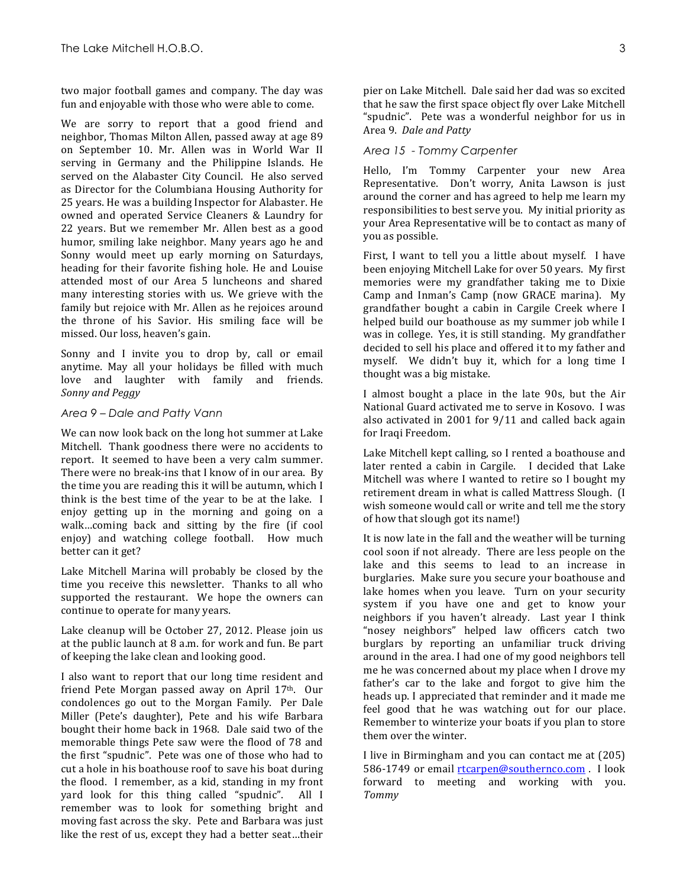two major football games and company. The day was fun and enjoyable with those who were able to come.

We are sorry to report that a good friend and neighbor, Thomas Milton Allen, passed away at age 89 on September 10. Mr. Allen was in World War II serving in Germany and the Philippine Islands. He served on the Alabaster City Council. He also served as Director for the Columbiana Housing Authority for 25 years. He was a building Inspector for Alabaster. He owned and operated Service Cleaners & Laundry for 22 years. But we remember Mr. Allen best as a good humor, smiling lake neighbor. Many years ago he and Sonny would meet up early morning on Saturdays, heading for their favorite fishing hole. He and Louise attended most of our Area 5 luncheons and shared many interesting stories with us. We grieve with the family but rejoice with Mr. Allen as he rejoices around the throne of his Savior. His smiling face will be missed. Our loss, heaven's gain.

Sonny and I invite you to drop by, call or email anytime. May all your holidays be filled with much love and laughter with family and friends. *Sonny and Peggy*

### *Area 9 – Dale and Patty Vann*

We can now look back on the long hot summer at Lake Mitchell. Thank goodness there were no accidents to report. It seemed to have been a very calm summer. There were no break-ins that I know of in our area. By the time you are reading this it will be autumn, which I think is the best time of the year to be at the lake. I enjoy getting up in the morning and going on a walk…coming back and sitting by the fire (if cool enjoy) and watching college football. How much better can it get?

Lake Mitchell Marina will probably be closed by the time you receive this newsletter. Thanks to all who supported the restaurant. We hope the owners can continue to operate for many years.

Lake cleanup will be October 27, 2012. Please join us at the public launch at 8 a.m. for work and fun. Be part of keeping the lake clean and looking good.

I also want to report that our long time resident and friend Pete Morgan passed away on April 17th. Our condolences go out to the Morgan Family. Per Dale Miller (Pete's daughter), Pete and his wife Barbara bought their home back in 1968. Dale said two of the memorable things Pete saw were the flood of 78 and the first "spudnic". Pete was one of those who had to cut a hole in his boathouse roof to save his boat during the flood. I remember, as a kid, standing in my front yard look for this thing called "spudnic". All I remember was to look for something bright and moving fast across the sky. Pete and Barbara was just like the rest of us, except they had a better seat…their pier on Lake Mitchell. Dale said her dad was so excited that he saw the first space object fly over Lake Mitchell "spudnic". Pete was a wonderful neighbor for us in Area 9. *Dale and Patty*

### *Area 15 - Tommy Carpenter*

Hello, I'm Tommy Carpenter your new Area Representative. Don't worry, Anita Lawson is just around the corner and has agreed to help me learn my responsibilities to best serve you. My initial priority as your Area Representative will be to contact as many of you as possible.

First, I want to tell you a little about myself. I have been enjoying Mitchell Lake for over 50 years. My first memories were my grandfather taking me to Dixie Camp and Inman's Camp (now GRACE marina). My grandfather bought a cabin in Cargile Creek where I helped build our boathouse as my summer job while I was in college. Yes, it is still standing. My grandfather decided to sell his place and offered it to my father and myself. We didn't buy it, which for a long time I thought was a big mistake.

I almost bought a place in the late 90s, but the Air National Guard activated me to serve in Kosovo. I was also activated in 2001 for 9/11 and called back again for Iraqi Freedom.

Lake Mitchell kept calling, so I rented a boathouse and later rented a cabin in Cargile. I decided that Lake Mitchell was where I wanted to retire so I bought my retirement dream in what is called Mattress Slough. (I wish someone would call or write and tell me the story of how that slough got its name!)

It is now late in the fall and the weather will be turning cool soon if not already. There are less people on the lake and this seems to lead to an increase in burglaries. Make sure you secure your boathouse and lake homes when you leave. Turn on your security system if you have one and get to know your neighbors if you haven't already. Last year I think "nosey neighbors" helped law officers catch two burglars by reporting an unfamiliar truck driving around in the area. I had one of my good neighbors tell me he was concerned about my place when I drove my father's car to the lake and forgot to give him the heads up. I appreciated that reminder and it made me feel good that he was watching out for our place. Remember to winterize your boats if you plan to store them over the winter.

I live in Birmingham and you can contact me at (205) 586-1749 or email rtcarpen@southernco.com . I look forward to meeting and working with you. *Tommy*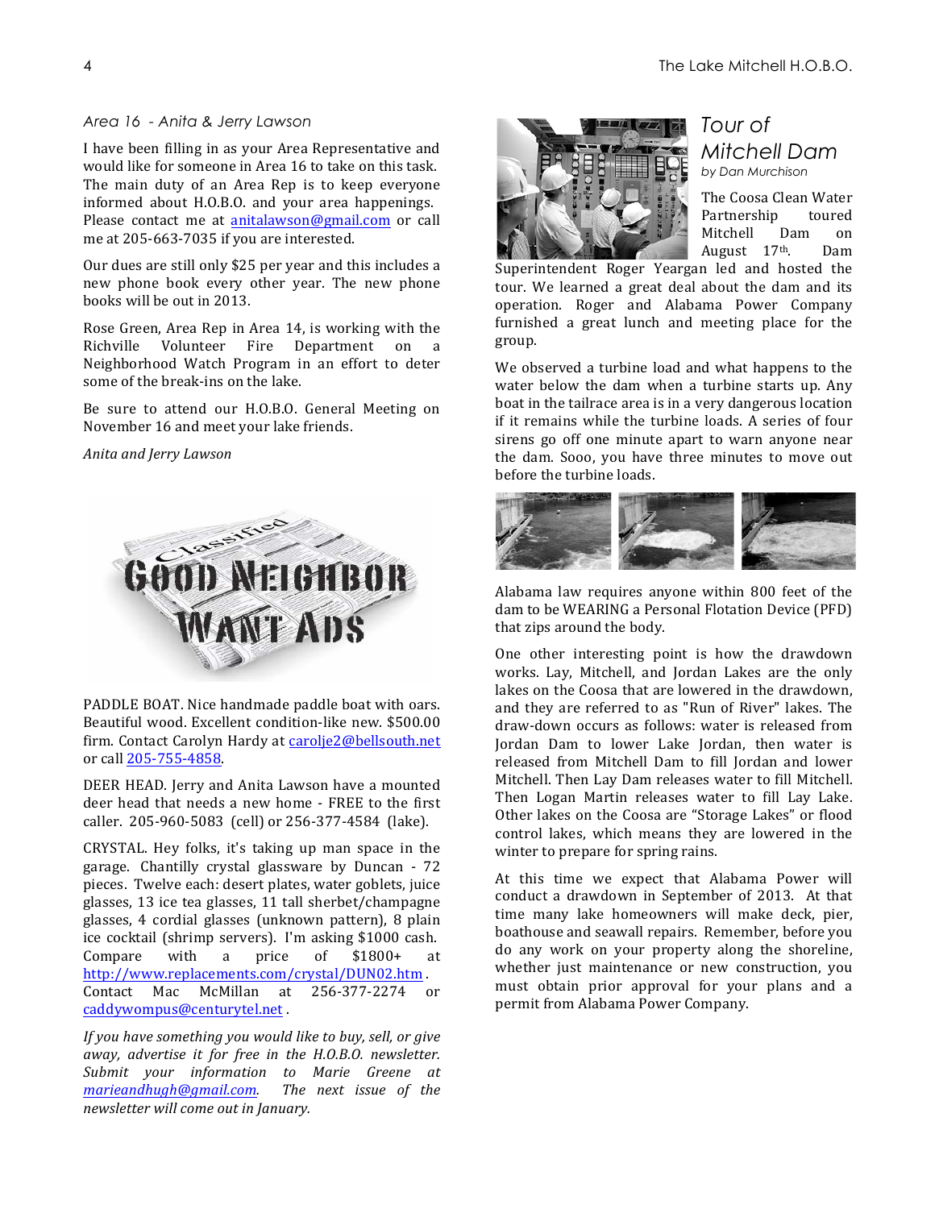### *Area 16 - Anita & Jerry Lawson*

I have been filling in as your Area Representative and would like for someone in Area 16 to take on this task. The main duty of an Area Rep is to keep everyone informed about H.O.B.O. and your area happenings. Please contact me at anitalawson@gmail.com or call me at 205-663-7035 if you are interested.

Our dues are still only $25 per year and this includes a new phone book every other year. The new phone books will be out in 2013.

Rose Green, Area Rep in Area 14, is working with the Richville Volunteer Fire Department on a Neighborhood Watch Program in an effort to deter some of the break-ins on the lake.

Be sure to attend our H.O.B.O. General Meeting on November 16 and meet your lake friends.

*Anita and Jerry Lawson*

## Classified — GOOD NEIGHBOR WANT ADS

PADDLE BOAT. Nice handmade paddle boat with oars. Beautiful wood. Excellent condition-like new. $500.00 firm. Contact Carolyn Hardy at carolje2@bellsouth.net or call 205-755-4858.

DEER HEAD. Jerry and Anita Lawson have a mounted deer head that needs a new home - FREE to the first caller. 205-960-5083 (cell) or 256-377-4584 (lake).

CRYSTAL. Hey folks, it's taking up man space in the garage. Chantilly crystal glassware by Duncan - 72 pieces. Twelve each: desert plates, water goblets, juice glasses, 13 ice tea glasses, 11 tall sherbet/champagne glasses, 4 cordial glasses (unknown pattern), 8 plain ice cocktail (shrimp servers). I'm asking $1000 cash. Compare with a price of $1800+ at http://www.replacements.com/crystal/DUN02.htm . Contact Mac McMillan at 256-377-2274 or caddywompus@centurytel.net .

*If you have something you would like to buy, sell, or give away, advertise it for free in the H.O.B.O. newsletter. Submit your information to Marie Greene at marieandhugh@gmail.com. The next issue of the newsletter will come out in January.*

## *Tour of Mitchell Dam*

*by Dan Murchison*

The Coosa Clean Water Partnership toured Mitchell Dam on August 17th. Dam Superintendent Roger Yeargan led and hosted the tour. We learned a great deal about the dam and its operation. Roger and Alabama Power Company furnished a great lunch and meeting place for the group.

We observed a turbine load and what happens to the water below the dam when a turbine starts up. Any boat in the tailrace area is in a very dangerous location if it remains while the turbine loads. A series of four sirens go off one minute apart to warn anyone near the dam. Sooo, you have three minutes to move out before the turbine loads.

Alabama law requires anyone within 800 feet of the dam to be WEARING a Personal Flotation Device (PFD) that zips around the body.

One other interesting point is how the drawdown works. Lay, Mitchell, and Jordan Lakes are the only lakes on the Coosa that are lowered in the drawdown, and they are referred to as "Run of River" lakes. The draw-down occurs as follows: water is released from Jordan Dam to lower Lake Jordan, then water is released from Mitchell Dam to fill Jordan and lower Mitchell. Then Lay Dam releases water to fill Mitchell. Then Logan Martin releases water to fill Lay Lake. Other lakes on the Coosa are "Storage Lakes" or flood control lakes, which means they are lowered in the winter to prepare for spring rains.

At this time we expect that Alabama Power will conduct a drawdown in September of 2013. At that time many lake homeowners will make deck, pier, boathouse and seawall repairs. Remember, before you do any work on your property along the shoreline, whether just maintenance or new construction, you must obtain prior approval for your plans and a permit from Alabama Power Company.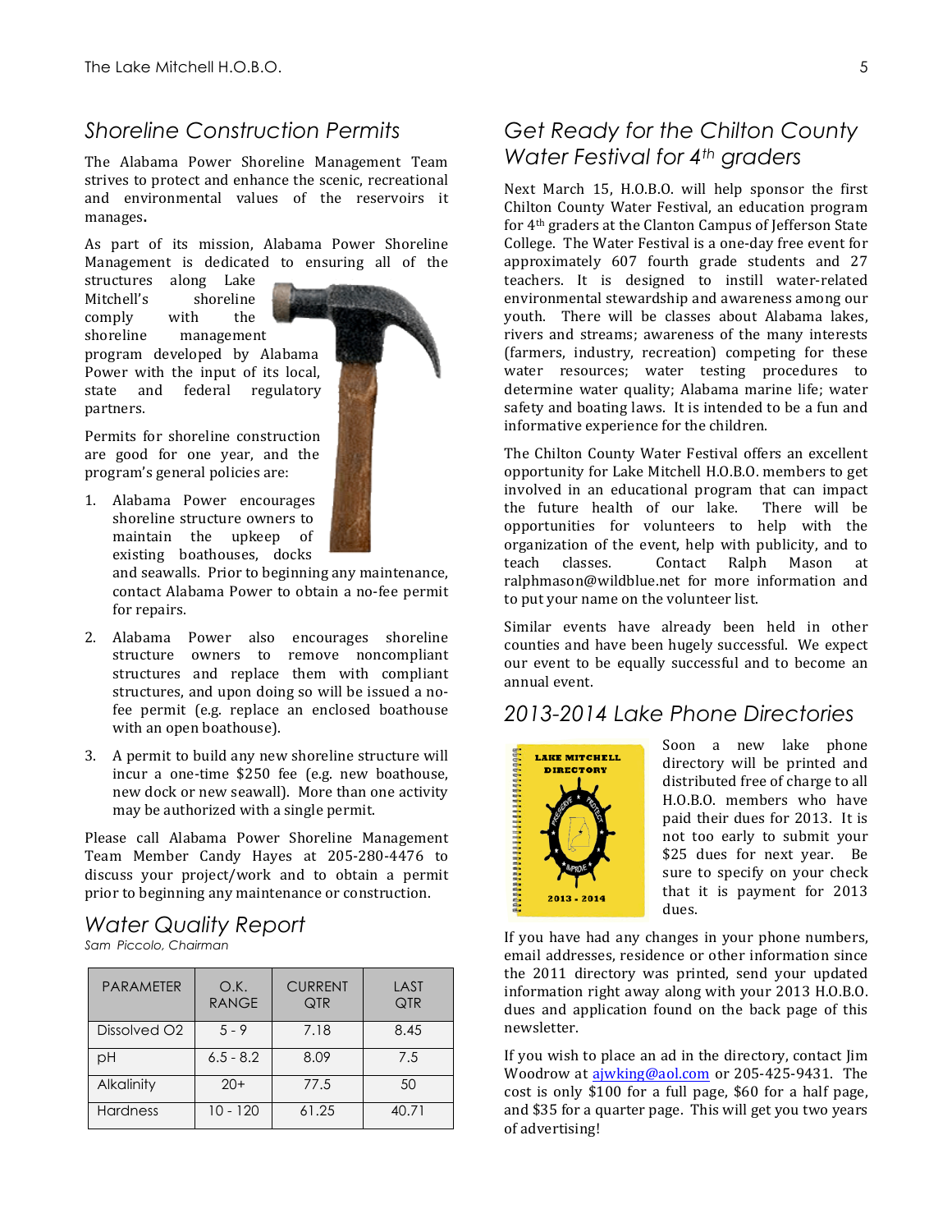## Shoreline Construction Permits

The Alabama Power Shoreline Management Team strives to protect and enhance the scenic, recreational and environmental values of the reservoirs it manages**.**

As part of its mission, Alabama Power Shoreline Management is dedicated to ensuring all of the structures along Lake Mitchell's shoreline comply with the shoreline management program developed by Alabama Power with the input of its local, state and federal regulatory partners.

Permits for shoreline construction are good for one year, and the program's general policies are:

1. Alabama Power encourages shoreline structure owners to maintain the upkeep of existing boathouses, docks and seawalls. Prior to beginning any maintenance, contact Alabama Power to obtain a no-fee permit for repairs.
2. Alabama Power also encourages shoreline structure owners to remove noncompliant structures and replace them with compliant structures, and upon doing so will be issued a no-fee permit (e.g. replace an enclosed boathouse with an open boathouse).
3. A permit to build any new shoreline structure will incur a one-time $250 fee (e.g. new boathouse, new dock or new seawall). More than one activity may be authorized with a single permit.

Please call Alabama Power Shoreline Management Team Member Candy Hayes at 205-280-4476 to discuss your project/work and to obtain a permit prior to beginning any maintenance or construction.

## Water Quality Report

*Sam Piccolo, Chairman*

| PARAMETER | O.K. RANGE | CURRENT QTR | LAST QTR |
|---|---|---|---|
| Dissolved O2 | 5 - 9 | 7.18 | 8.45 |
| pH | 6.5 - 8.2 | 8.09 | 7.5 |
| Alkalinity | 20+ | 77.5 | 50 |
| Hardness | 10 - 120 | 61.25 | 40.71 |

## Get Ready for the Chilton County Water Festival for 4th graders

Next March 15, H.O.B.O. will help sponsor the first Chilton County Water Festival, an education program for 4th graders at the Clanton Campus of Jefferson State College. The Water Festival is a one-day free event for approximately 607 fourth grade students and 27 teachers. It is designed to instill water-related environmental stewardship and awareness among our youth. There will be classes about Alabama lakes, rivers and streams; awareness of the many interests (farmers, industry, recreation) competing for these water resources; water testing procedures to determine water quality; Alabama marine life; water safety and boating laws. It is intended to be a fun and informative experience for the children.

The Chilton County Water Festival offers an excellent opportunity for Lake Mitchell H.O.B.O. members to get involved in an educational program that can impact the future health of our lake. There will be opportunities for volunteers to help with the organization of the event, help with publicity, and to teach classes. Contact Ralph Mason at ralphmason@wildblue.net for more information and to put your name on the volunteer list.

Similar events have already been held in other counties and have been hugely successful. We expect our event to be equally successful and to become an annual event.

## 2013-2014 Lake Phone Directories

Soon a new lake phone directory will be printed and distributed free of charge to all H.O.B.O. members who have paid their dues for 2013. It is not too early to submit your $25 dues for next year. Be sure to specify on your check that it is payment for 2013 dues.

If you have had any changes in your phone numbers, email addresses, residence or other information since the 2011 directory was printed, send your updated information right away along with your 2013 H.O.B.O. dues and application found on the back page of this newsletter.

If you wish to place an ad in the directory, contact Jim Woodrow at ajwking@aol.com or 205-425-9431. The cost is only $100 for a full page, $60 for a half page, and $35 for a quarter page. This will get you two years of advertising!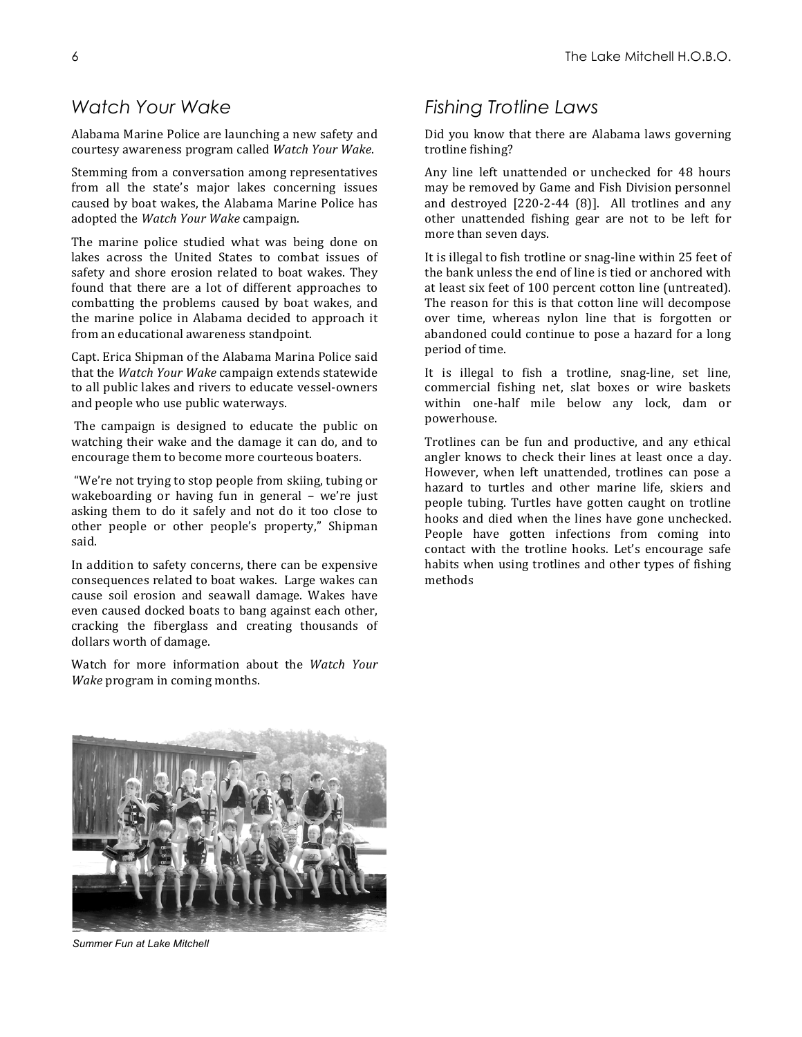## *Watch Your Wake*

Alabama Marine Police are launching a new safety and courtesy awareness program called *Watch Your Wake*.

Stemming from a conversation among representatives from all the state's major lakes concerning issues caused by boat wakes, the Alabama Marine Police has adopted the *Watch Your Wake* campaign.

The marine police studied what was being done on lakes across the United States to combat issues of safety and shore erosion related to boat wakes. They found that there are a lot of different approaches to combatting the problems caused by boat wakes, and the marine police in Alabama decided to approach it from an educational awareness standpoint.

Capt. Erica Shipman of the Alabama Marina Police said that the *Watch Your Wake* campaign extends statewide to all public lakes and rivers to educate vessel-owners and people who use public waterways.

The campaign is designed to educate the public on watching their wake and the damage it can do, and to encourage them to become more courteous boaters.

"We're not trying to stop people from skiing, tubing or wakeboarding or having fun in general – we're just asking them to do it safely and not do it too close to other people or other people's property," Shipman said.

In addition to safety concerns, there can be expensive consequences related to boat wakes. Large wakes can cause soil erosion and seawall damage. Wakes have even caused docked boats to bang against each other, cracking the fiberglass and creating thousands of dollars worth of damage.

Watch for more information about the *Watch Your Wake* program in coming months.

*Summer Fun at Lake Mitchell*

## *Fishing Trotline Laws*

Did you know that there are Alabama laws governing trotline fishing?

Any line left unattended or unchecked for 48 hours may be removed by Game and Fish Division personnel and destroyed [220-2-44 (8)]. All trotlines and any other unattended fishing gear are not to be left for more than seven days.

It is illegal to fish trotline or snag-line within 25 feet of the bank unless the end of line is tied or anchored with at least six feet of 100 percent cotton line (untreated). The reason for this is that cotton line will decompose over time, whereas nylon line that is forgotten or abandoned could continue to pose a hazard for a long period of time.

It is illegal to fish a trotline, snag-line, set line, commercial fishing net, slat boxes or wire baskets within one-half mile below any lock, dam or powerhouse.

Trotlines can be fun and productive, and any ethical angler knows to check their lines at least once a day. However, when left unattended, trotlines can pose a hazard to turtles and other marine life, skiers and people tubing. Turtles have gotten caught on trotline hooks and died when the lines have gone unchecked. People have gotten infections from coming into contact with the trotline hooks. Let's encourage safe habits when using trotlines and other types of fishing methods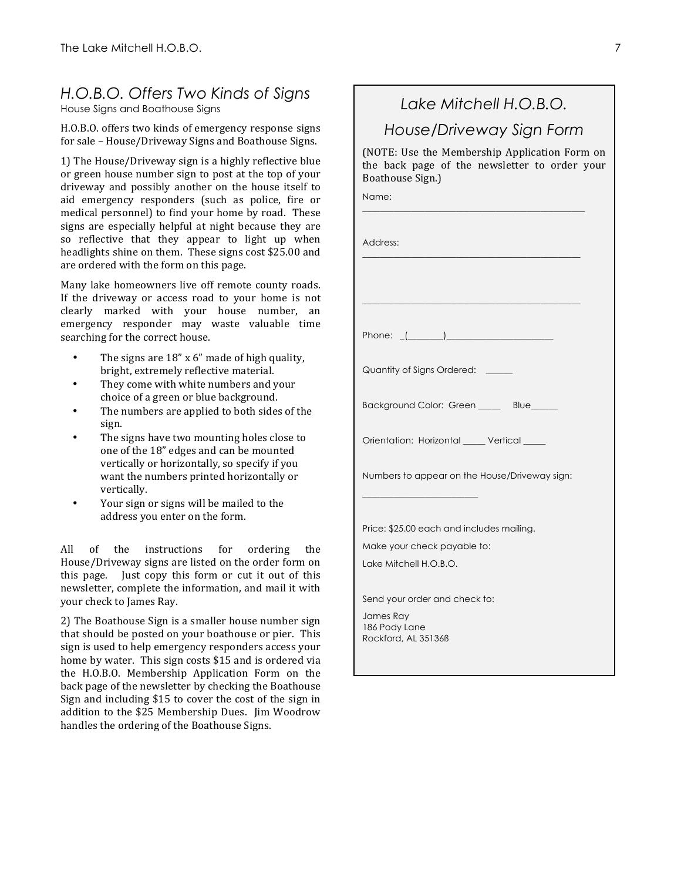## *H.O.B.O. Offers Two Kinds of Signs*

House Signs and Boathouse Signs

H.O.B.O. offers two kinds of emergency response signs for sale – House/Driveway Signs and Boathouse Signs.

1) The House/Driveway sign is a highly reflective blue or green house number sign to post at the top of your driveway and possibly another on the house itself to aid emergency responders (such as police, fire or medical personnel) to find your home by road. These signs are especially helpful at night because they are so reflective that they appear to light up when headlights shine on them. These signs cost $25.00 and are ordered with the form on this page.

Many lake homeowners live off remote county roads. If the driveway or access road to your home is not clearly marked with your house number, an emergency responder may waste valuable time searching for the correct house.

- The signs are 18" x 6" made of high quality, bright, extremely reflective material.
- They come with white numbers and your choice of a green or blue background.
- The numbers are applied to both sides of the sign.
- The signs have two mounting holes close to one of the 18" edges and can be mounted vertically or horizontally, so specify if you want the numbers printed horizontally or vertically.
- Your sign or signs will be mailed to the address you enter on the form.

All of the instructions for ordering the House/Driveway signs are listed on the order form on this page. Just copy this form or cut it out of this newsletter, complete the information, and mail it with your check to James Ray.

2) The Boathouse Sign is a smaller house number sign that should be posted on your boathouse or pier. This sign is used to help emergency responders access your home by water. This sign costs $15 and is ordered via the H.O.B.O. Membership Application Form on the back page of the newsletter by checking the Boathouse Sign and including $15 to cover the cost of the sign in addition to the $25 Membership Dues. Jim Woodrow handles the ordering of the Boathouse Signs.

## *Lake Mitchell H.O.B.O. House/Driveway Sign Form*

(NOTE: Use the Membership Application Form on the back page of the newsletter to order your Boathouse Sign.)

Name: ______________________________________________

Address: ______________________________________________

______________________________________________

Phone: _(________)________________________

Quantity of Signs Ordered: ______

Background Color: Green _____ Blue______

Orientation: Horizontal _____ Vertical _____

Numbers to appear on the House/Driveway sign:

_________________________

Price: $25.00 each and includes mailing.

Make your check payable to:

Lake Mitchell H.O.B.O.

Send your order and check to:

James Ray
186 Pody Lane
Rockford, AL 35136ß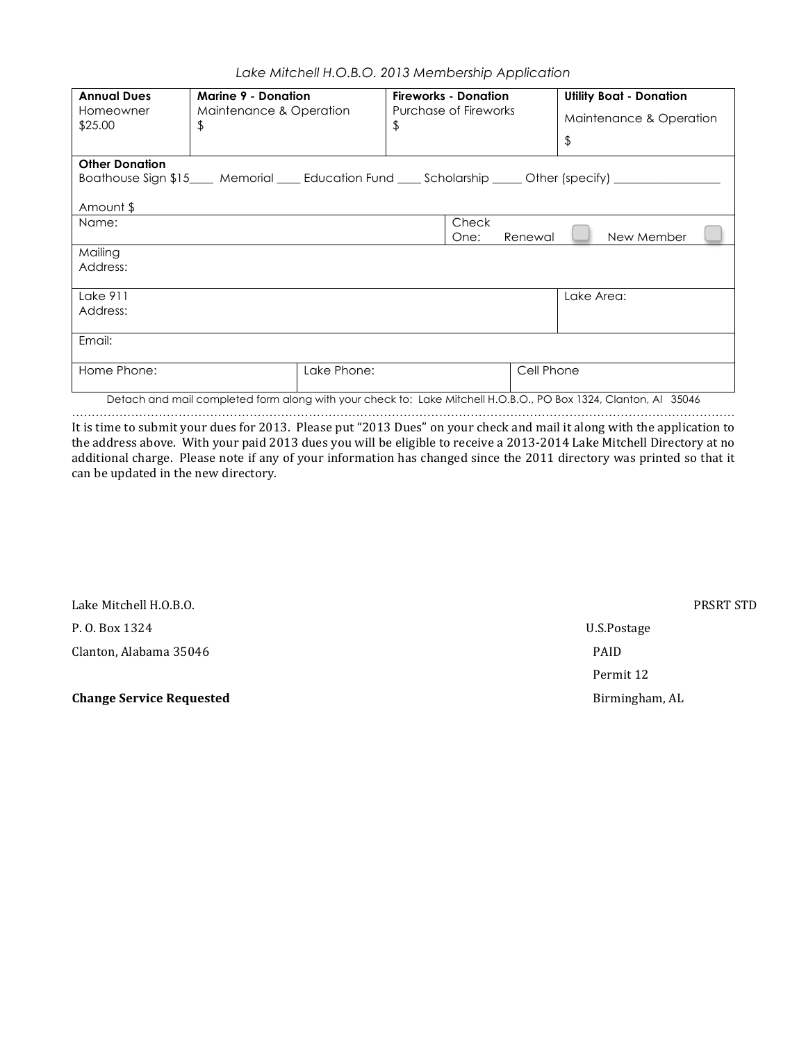*Lake Mitchell H.O.B.O. 2013 Membership Application*

| **Annual Dues** Homeowner $25.00 | **Marine 9 - Donation** Maintenance & Operation $ | **Fireworks - Donation** Purchase of Fireworks $ | **Utility Boat - Donation** Maintenance & Operation $ |
|---|---|---|---|

**Other Donation**
Boathouse Sign $15____ Memorial ____ Education Fund ____ Scholarship _____ Other (specify) _________________

Amount $

| | | |
|---|---|---|
| Name: | | Check One: Renewal ☐ New Member ☐ |
| Mailing Address: | | |
| Lake 911 Address: | | Lake Area: |
| Email: | | |
| Home Phone: | Lake Phone: | Cell Phone |

Detach and mail completed form along with your check to: Lake Mitchell H.O.B.O., PO Box 1324, Clanton, Al 35046

.......................................................................................................................................................................

It is time to submit your dues for 2013. Please put "2013 Dues" on your check and mail it along with the application to the address above. With your paid 2013 dues you will be eligible to receive a 2013-2014 Lake Mitchell Directory at no additional charge. Please note if any of your information has changed since the 2011 directory was printed so that it can be updated in the new directory.

Lake Mitchell H.O.B.O.
P. O. Box 1324
Clanton, Alabama 35046

**Change Service Requested**

PRSRT STD
U.S.Postage
PAID
Permit 12
Birmingham, AL